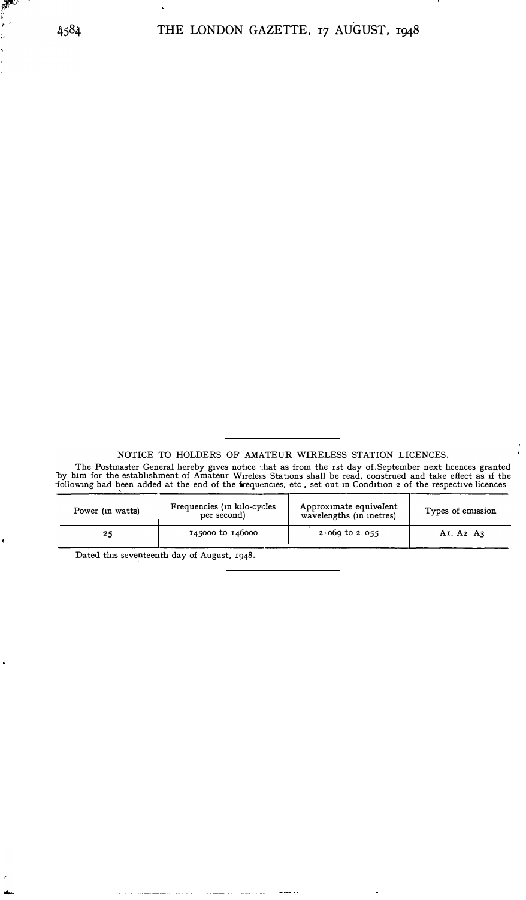## NOTICE TO HOLDERS OF AMATEUR WIRELESS STATION LICENCES.

The Postmaster General hereby gives notice that as from the 1st day of September next licences granted by him for the establishment of Amateur Wireless Stations shall be read, construed and take effect as if the following had been added at the end of the frequencies, etc, set out in Condition 2 of the respective licences

| Power (in watts) | Frequencies (in kilo-cycles per second) | Approximate equivalent wavelengths (in metres) | Types of emission |
|---|---|---|---|
| 25 | 145000 to 146000 | 2·069 to 2 055 | A1. A2 A3 |

Dated this seventeenth day of August, 1948.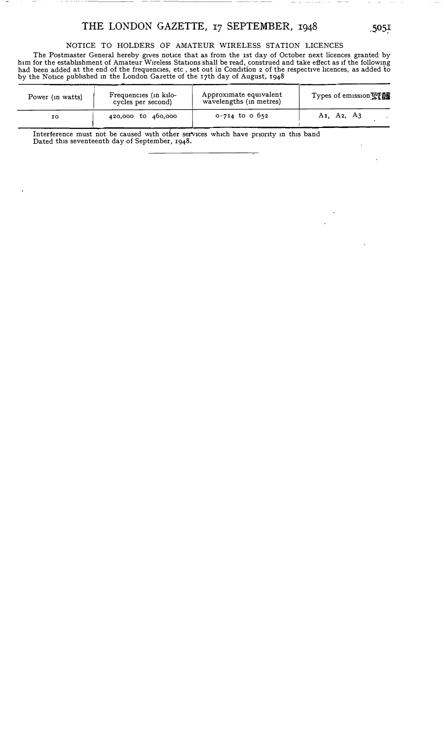## NOTICE TO HOLDERS OF AMATEUR WIRELESS STATION LICENCES

The Postmaster General hereby gives notice that as from the 1st day of October next licences granted by him for the establishment of Amateur Wireless Stations shall be read, construed and take effect as if the following had been added at the end of the frequencies, etc, set out in Condition 2 of the respective licences, as added to by the Notice published in the London Gazette of the 17th day of August, 1948

| Power (in watts) | Frequencies (in kilo-cycles per second) | Approximate equivalent wavelengths (in metres) | Types of emission |
|---|---|---|---|
| 10 | 420,000 to 460,000 | 0·714 to 0 652 | A1, A2, A3 |

Interference must not be caused with other services which have priority in this band

Dated this seventeenth day of September, 1948.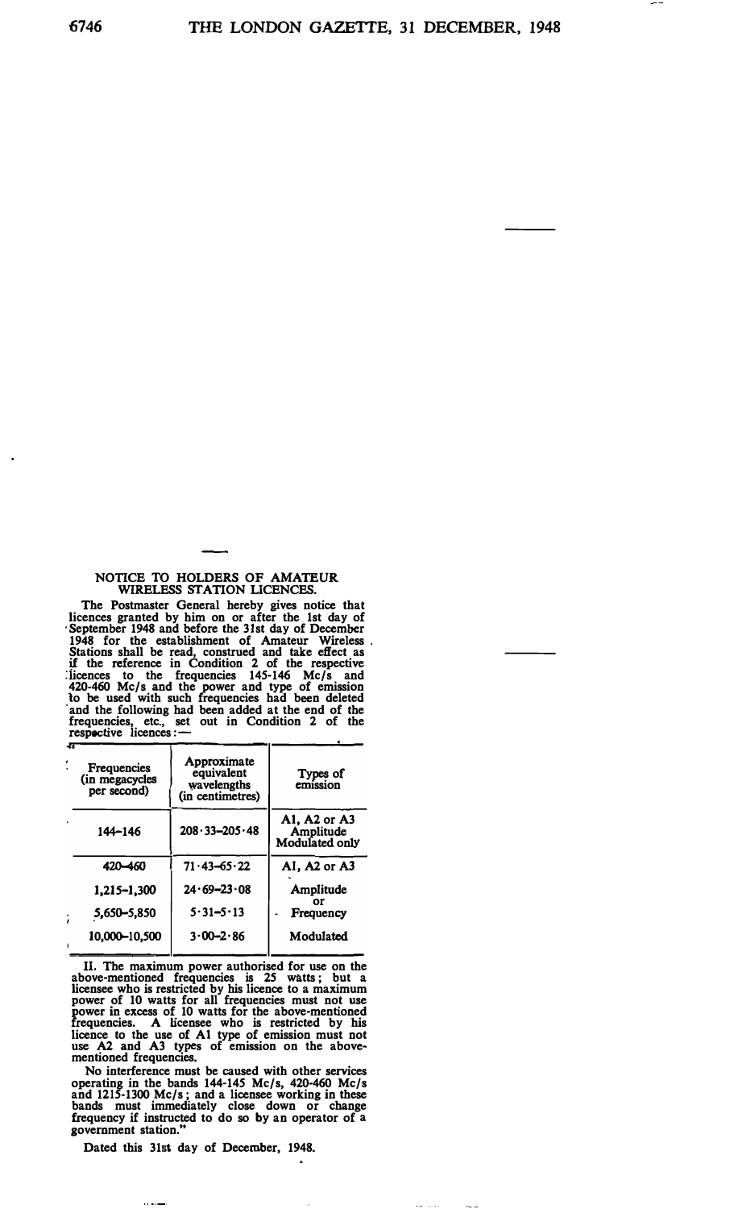## NOTICE TO HOLDERS OF AMATEUR WIRELESS STATION LICENCES.

The Postmaster General hereby gives notice that licences granted by him on or after the 1st day of September 1948 and before the 31st day of December 1948 for the establishment of Amateur Wireless Stations shall be read, construed and take effect as if the reference in Condition 2 of the respective licences to the frequencies 145-146 Mc/s and 420-460 Mc/s and the power and type of emission to be used with such frequencies had been deleted and the following had been added at the end of the frequencies, etc., set out in Condition 2 of the respective licences:—

| Frequencies (in megacycles per second) | Approximate equivalent wavelengths (in centimetres) | Types of emission |
|---|---|---|
| 144–146 | 208·33–205·48 | A1, A2 or A3 Amplitude Modulated only |
| 420–460 | 71·43–65·22 | A1, A2 or A3 |
| 1,215–1,300 | 24·69–23·08 | Amplitude or Frequency Modulated |
| 5,650–5,850 | 5·31–5·13 | |
| 10,000–10,500 | 3·00–2·86 | |

II. The maximum power authorised for use on the above-mentioned frequencies is 25 watts; but a licensee who is restricted by his licence to a maximum power of 10 watts for all frequencies must not use power in excess of 10 watts for the above-mentioned frequencies. A licensee who is restricted by his licence to the use of A1 type of emission must not use A2 and A3 types of emission on the above-mentioned frequencies.

No interference must be caused with other services operating in the bands 144-145 Mc/s, 420-460 Mc/s and 1215-1300 Mc/s; and a licensee working in these bands must immediately close down or change frequency if instructed to do so by an operator of a government station."

Dated this 31st day of December, 1948.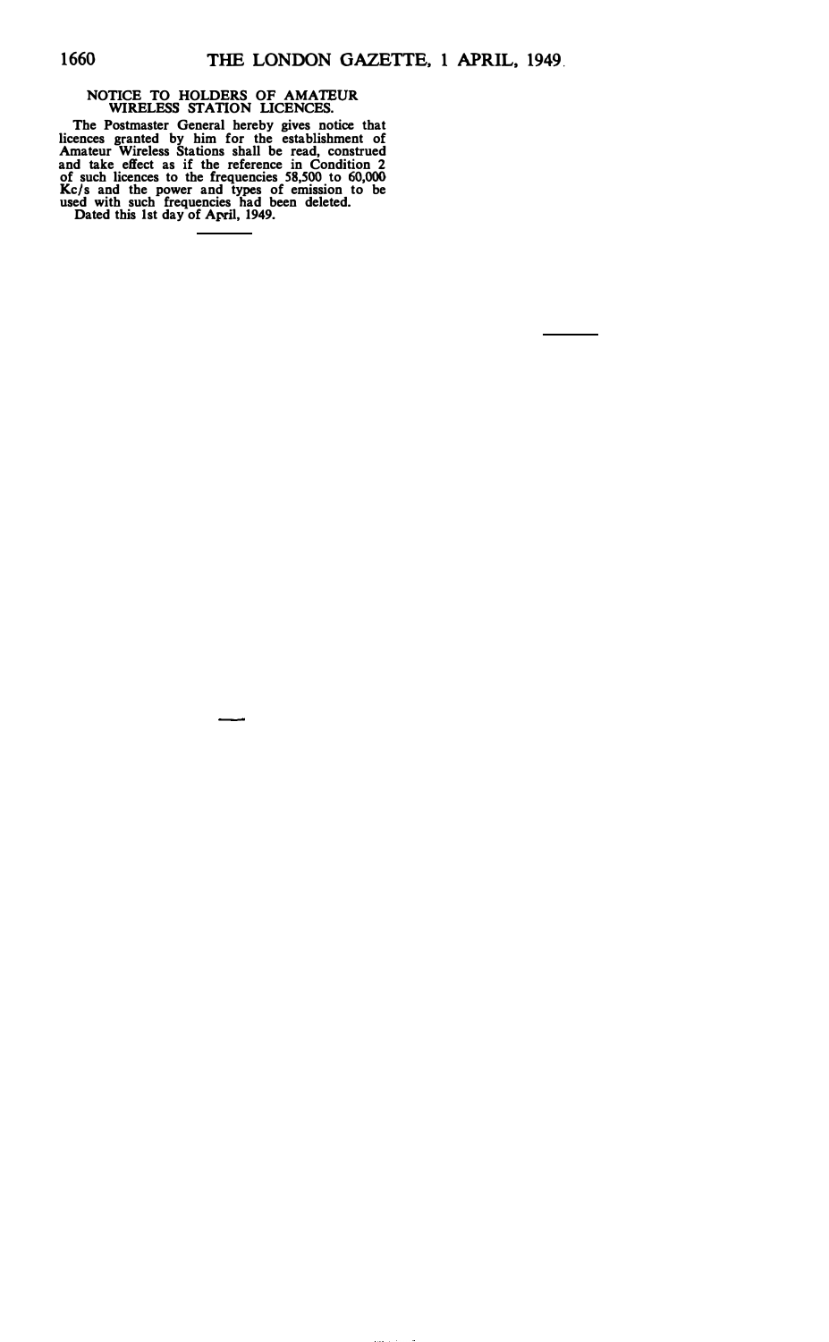## NOTICE TO HOLDERS OF AMATEUR WIRELESS STATION LICENCES.

The Postmaster General hereby gives notice that licences granted by him for the establishment of Amateur Wireless Stations shall be read, construed and take effect as if the reference in Condition 2 of such licences to the frequencies 58,500 to 60,000 Kc/s and the power and types of emission to be used with such frequencies had been deleted.

Dated this 1st day of April, 1949.